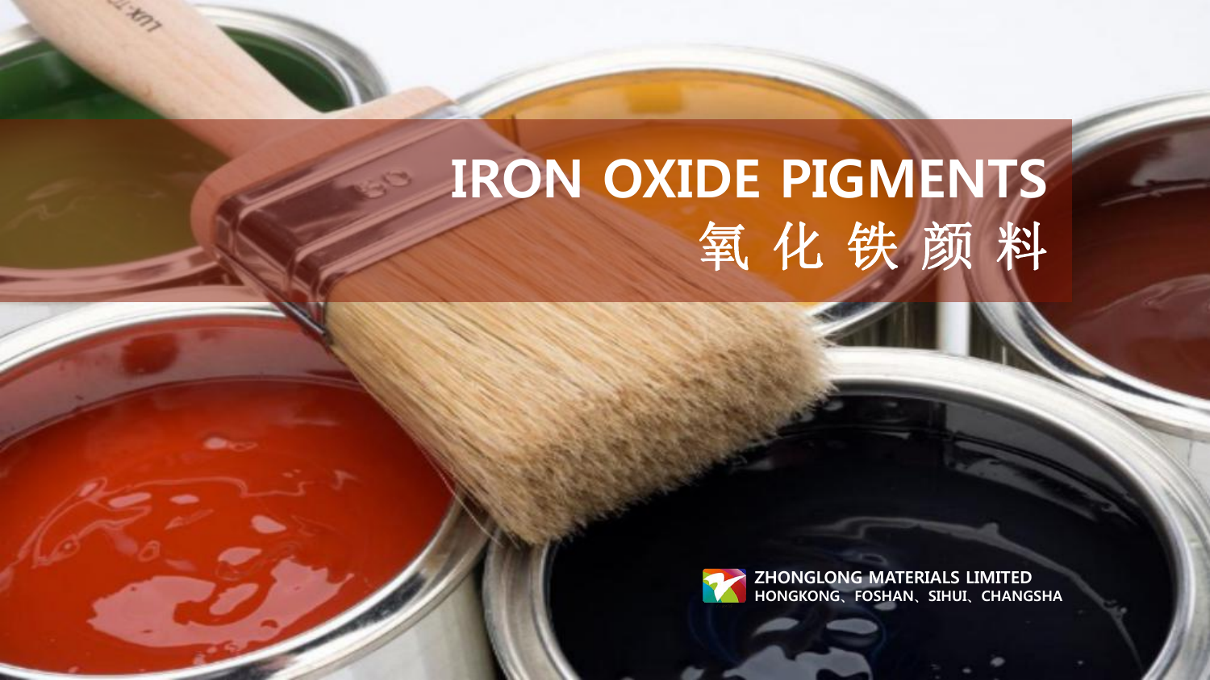# IRON OXIDE PIGMENTS

# 氧 化 铁 颜 料

**ZHONGLONG MATERIALS LIMITED**

HONGKONG、FOSHAN、SIHUI、CHANGSHA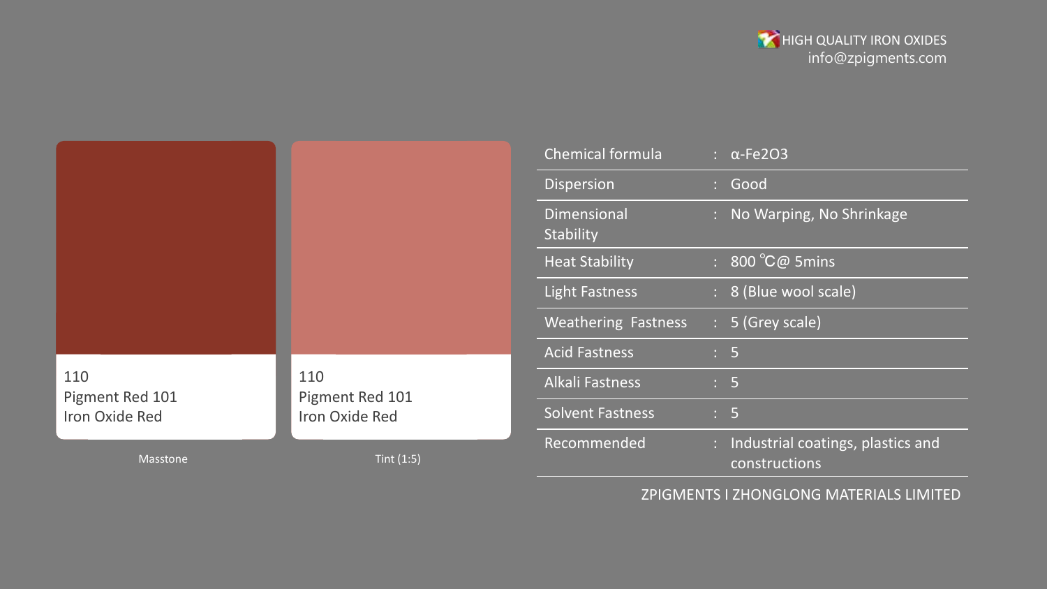HIGH QUALITY IRON OXIDES
info@zpigments.com

110
Pigment Red 101
Iron Oxide Red

Masstone

110
Pigment Red 101
Iron Oxide Red

Tint (1:5)

| | | |
|---|---|---|
| Chemical formula | : | α-$Fe_2O_3$ |
| Dispersion | : | Good |
| Dimensional Stability | : | No Warping, No Shrinkage |
| Heat Stability | : | 800 ℃@ 5mins |
| Light Fastness | : | 8 (Blue wool scale) |
| Weathering Fastness | : | 5 (Grey scale) |
| Acid Fastness | : | 5 |
| Alkali Fastness | : | 5 |
| Solvent Fastness | : | 5 |
| Recommended | : | Industrial coatings, plastics and constructions |

ZPIGMENTS I ZHONGLONG MATERIALS LIMITED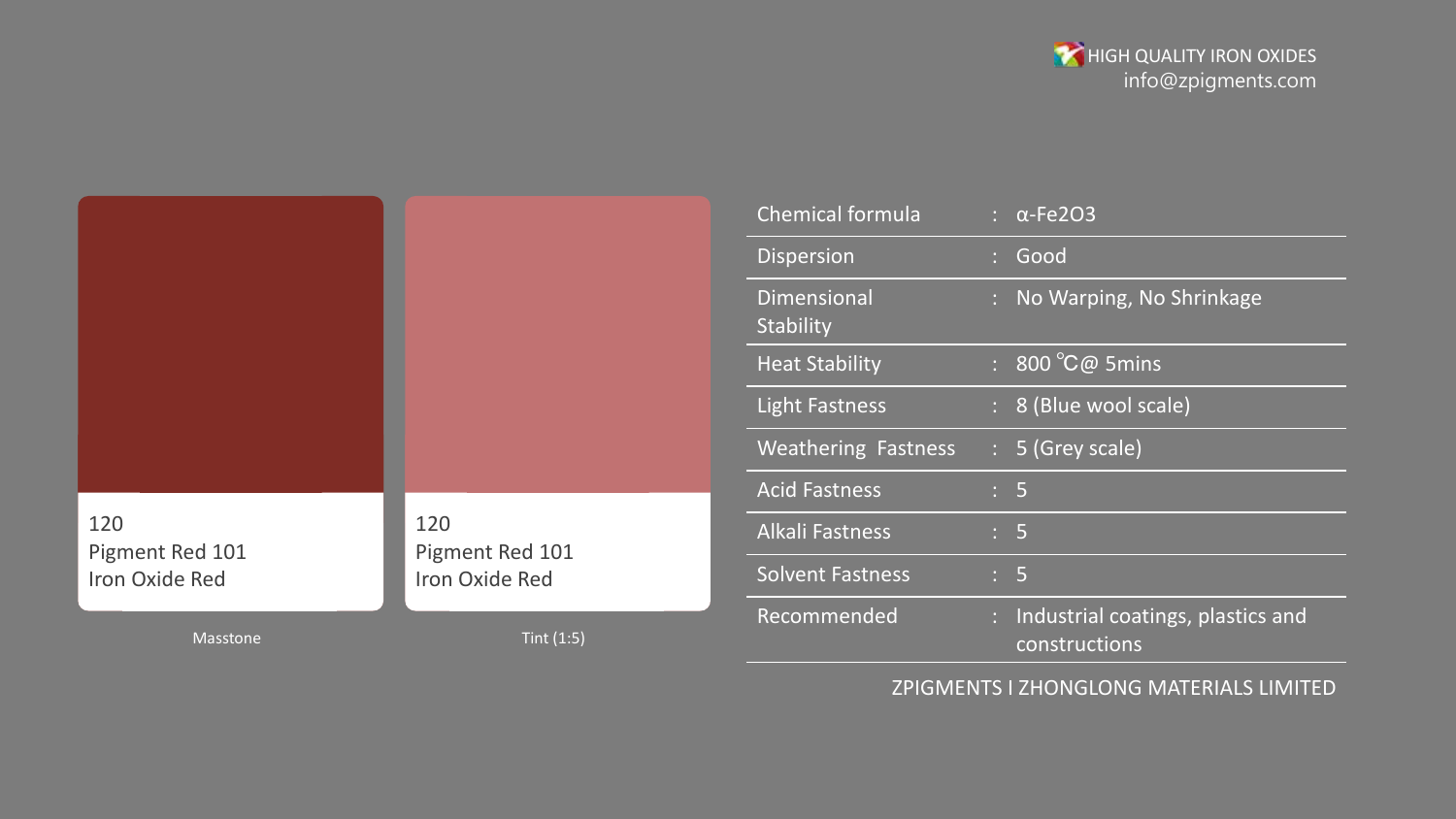HIGH QUALITY IRON OXIDES
info@zpigments.com

120
Pigment Red 101
Iron Oxide Red

Masstone

120
Pigment Red 101
Iron Oxide Red

Tint (1:5)

| Property | | Value |
|---|---|---|
| Chemical formula | : | α-$Fe_2O_3$ |
| Dispersion | : | Good |
| Dimensional Stability | : | No Warping, No Shrinkage |
| Heat Stability | : | 800 ℃@ 5mins |
| Light Fastness | : | 8 (Blue wool scale) |
| Weathering Fastness | : | 5 (Grey scale) |
| Acid Fastness | : | 5 |
| Alkali Fastness | : | 5 |
| Solvent Fastness | : | 5 |
| Recommended | : | Industrial coatings, plastics and constructions |

ZPIGMENTS I ZHONGLONG MATERIALS LIMITED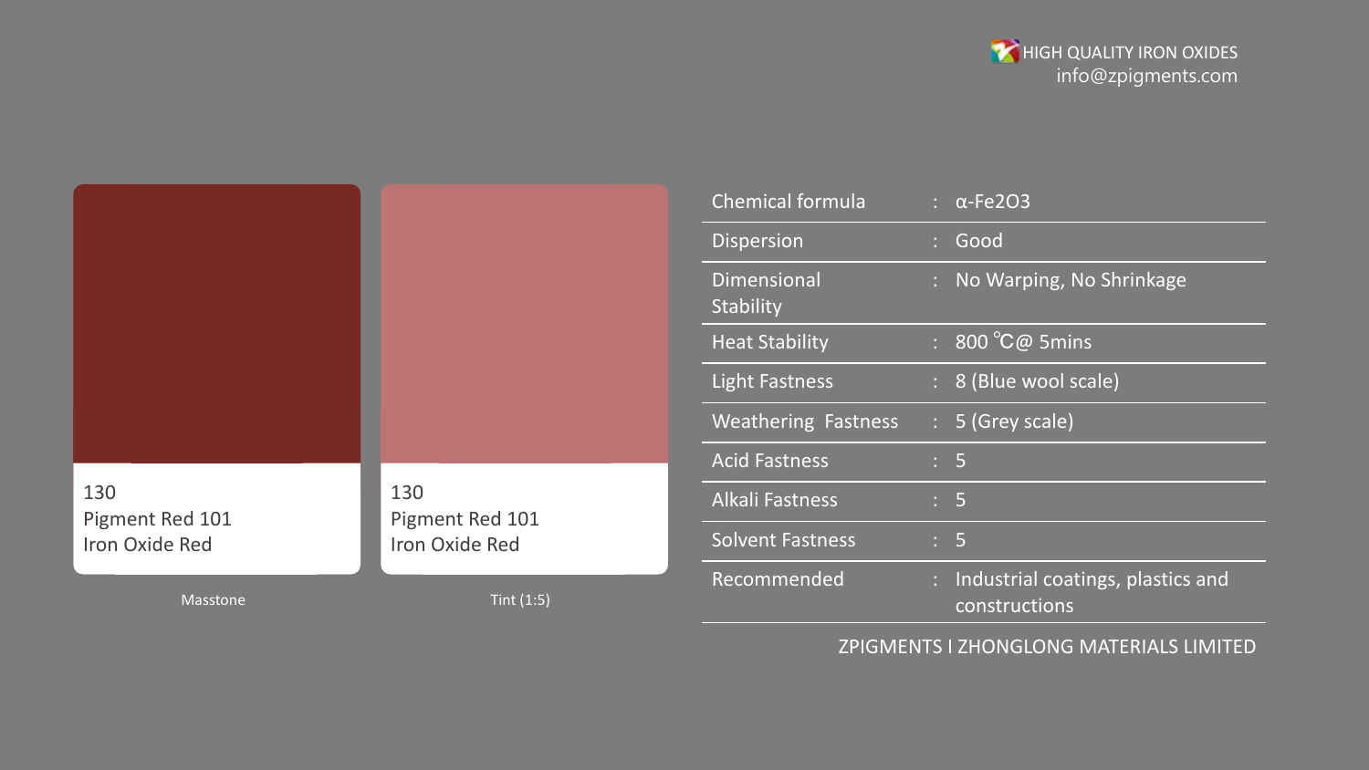HIGH QUALITY IRON OXIDES
info@zpigments.com

130
Pigment Red 101
Iron Oxide Red

Masstone

130
Pigment Red 101
Iron Oxide Red

Tint (1:5)

| | |
|---|---|
| Chemical formula | α-$Fe_2O_3$ |
| Dispersion | Good |
| Dimensional Stability | No Warping, No Shrinkage |
| Heat Stability | 800 ℃@ 5mins |
| Light Fastness | 8 (Blue wool scale) |
| Weathering Fastness | 5 (Grey scale) |
| Acid Fastness | 5 |
| Alkali Fastness | 5 |
| Solvent Fastness | 5 |
| Recommended | Industrial coatings, plastics and constructions |

ZPIGMENTS I ZHONGLONG MATERIALS LIMITED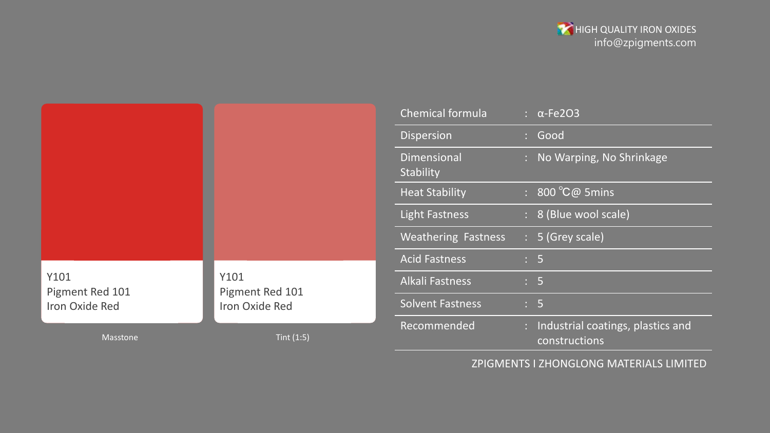HIGH QUALITY IRON OXIDES
info@zpigments.com

Y101
Pigment Red 101
Iron Oxide Red

Masstone

Y101
Pigment Red 101
Iron Oxide Red

Tint (1:5)

| | | |
|---|---|---|
| Chemical formula | : | α-$Fe_2O_3$ |
| Dispersion | : | Good |
| Dimensional Stability | : | No Warping, No Shrinkage |
| Heat Stability | : | 800 ℃@ 5mins |
| Light Fastness | : | 8 (Blue wool scale) |
| Weathering Fastness | : | 5 (Grey scale) |
| Acid Fastness | : | 5 |
| Alkali Fastness | : | 5 |
| Solvent Fastness | : | 5 |
| Recommended | : | Industrial coatings, plastics and constructions |

ZPIGMENTS I ZHONGLONG MATERIALS LIMITED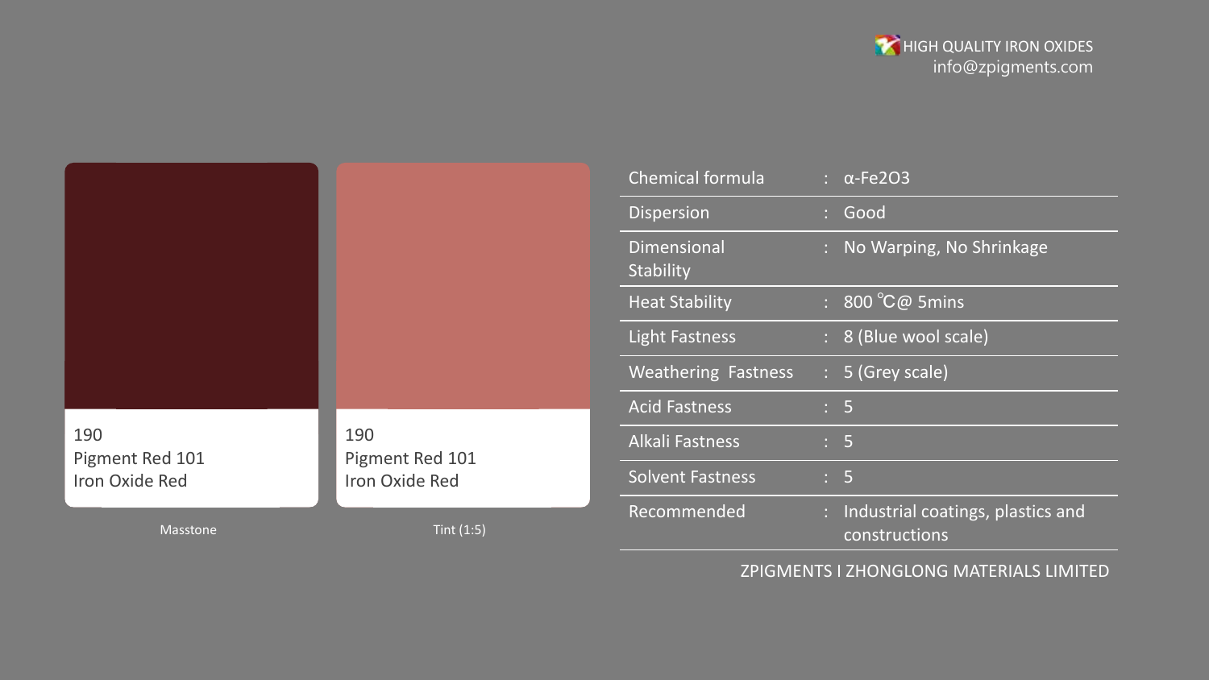HIGH QUALITY IRON OXIDES
info@zpigments.com

190
Pigment Red 101
Iron Oxide Red

Masstone

190
Pigment Red 101
Iron Oxide Red

Tint (1:5)

| | | |
|---|---|---|
| Chemical formula | : | α-$Fe_2O_3$ |
| Dispersion | : | Good |
| Dimensional Stability | : | No Warping, No Shrinkage |
| Heat Stability | : | 800 ℃@ 5mins |
| Light Fastness | : | 8 (Blue wool scale) |
| Weathering Fastness | : | 5 (Grey scale) |
| Acid Fastness | : | 5 |
| Alkali Fastness | : | 5 |
| Solvent Fastness | : | 5 |
| Recommended | : | Industrial coatings, plastics and constructions |

ZPIGMENTS I ZHONGLONG MATERIALS LIMITED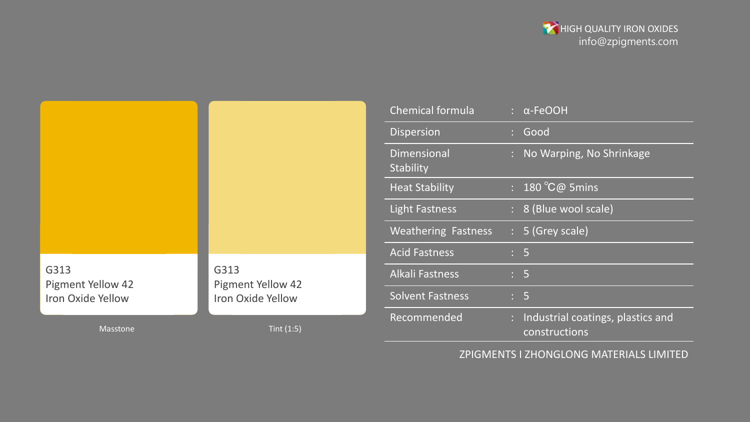HIGH QUALITY IRON OXIDES
info@zpigments.com

G313
Pigment Yellow 42
Iron Oxide Yellow

Masstone

G313
Pigment Yellow 42
Iron Oxide Yellow

Tint (1:5)

| | |
|---|---|
| Chemical formula | α-FeOOH |
| Dispersion | Good |
| Dimensional Stability | No Warping, No Shrinkage |
| Heat Stability | 180 ℃@ 5mins |
| Light Fastness | 8 (Blue wool scale) |
| Weathering Fastness | 5 (Grey scale) |
| Acid Fastness | 5 |
| Alkali Fastness | 5 |
| Solvent Fastness | 5 |
| Recommended | Industrial coatings, plastics and constructions |

ZPIGMENTS I ZHONGLONG MATERIALS LIMITED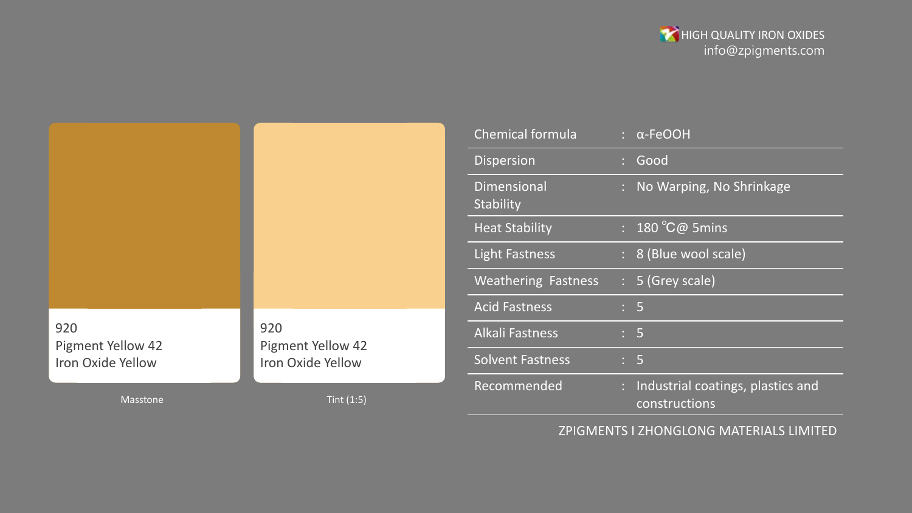HIGH QUALITY IRON OXIDES
info@zpigments.com

920
Pigment Yellow 42
Iron Oxide Yellow

Masstone

920
Pigment Yellow 42
Iron Oxide Yellow

Tint (1:5)

| | |
|---|---|
| Chemical formula | α-FeOOH |
| Dispersion | Good |
| Dimensional Stability | No Warping, No Shrinkage |
| Heat Stability | 180 ℃@ 5mins |
| Light Fastness | 8 (Blue wool scale) |
| Weathering Fastness | 5 (Grey scale) |
| Acid Fastness | 5 |
| Alkali Fastness | 5 |
| Solvent Fastness | 5 |
| Recommended | Industrial coatings, plastics and constructions |

ZPIGMENTS I ZHONGLONG MATERIALS LIMITED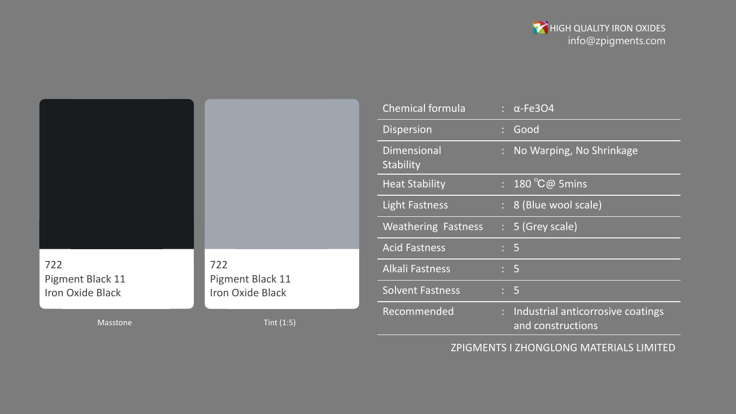HIGH QUALITY IRON OXIDES
info@zpigments.com

722
Pigment Black 11
Iron Oxide Black

Masstone

722
Pigment Black 11
Iron Oxide Black

Tint (1:5)

| | |
|---|---|
| Chemical formula | α-$Fe_3O_4$ |
| Dispersion | Good |
| Dimensional Stability | No Warping, No Shrinkage |
| Heat Stability | 180 ℃@ 5mins |
| Light Fastness | 8 (Blue wool scale) |
| Weathering Fastness | 5 (Grey scale) |
| Acid Fastness | 5 |
| Alkali Fastness | 5 |
| Solvent Fastness | 5 |
| Recommended | Industrial anticorrosive coatings and constructions |

ZPIGMENTS I ZHONGLONG MATERIALS LIMITED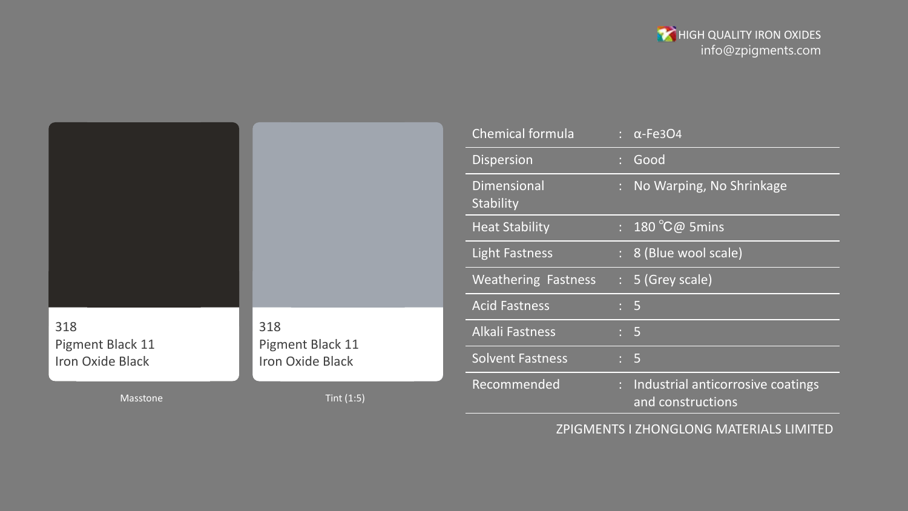HIGH QUALITY IRON OXIDES
info@zpigments.com

318
Pigment Black 11
Iron Oxide Black

Masstone

318
Pigment Black 11
Iron Oxide Black

Tint (1:5)

| Property | | Value |
|---|---|---|
| Chemical formula | : | α-$Fe_3O_4$ |
| Dispersion | : | Good |
| Dimensional Stability | : | No Warping, No Shrinkage |
| Heat Stability | : | 180 ℃@ 5mins |
| Light Fastness | : | 8 (Blue wool scale) |
| Weathering Fastness | : | 5 (Grey scale) |
| Acid Fastness | : | 5 |
| Alkali Fastness | : | 5 |
| Solvent Fastness | : | 5 |
| Recommended | : | Industrial anticorrosive coatings and constructions |

ZPIGMENTS I ZHONGLONG MATERIALS LIMITED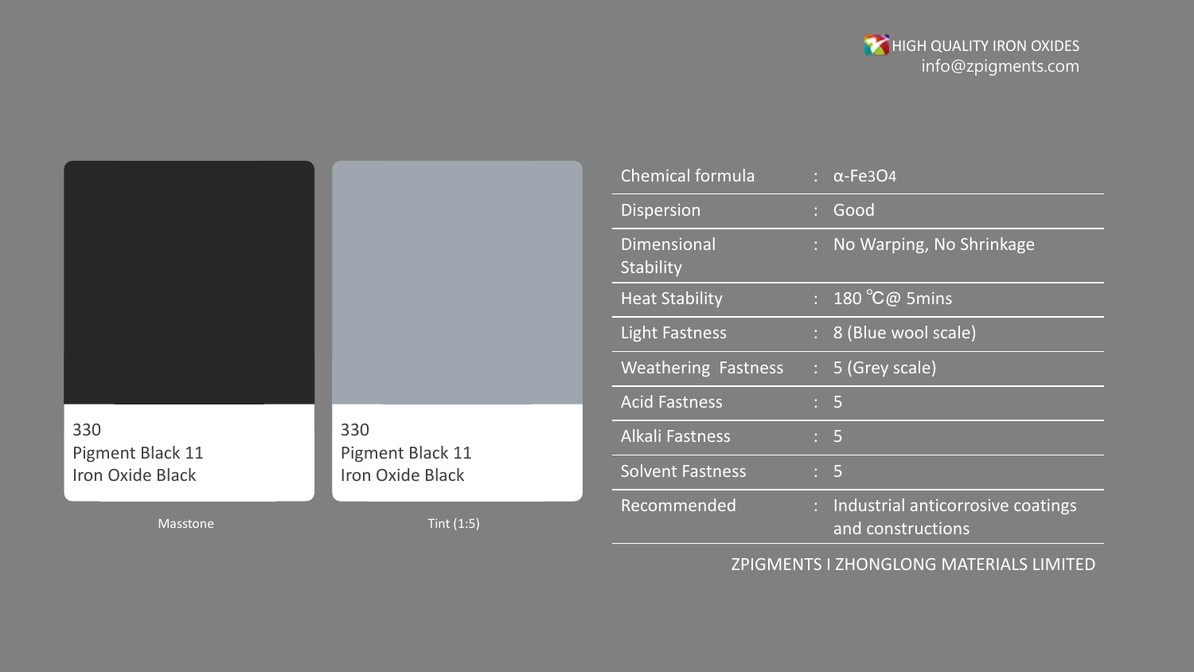HIGH QUALITY IRON OXIDES
info@zpigments.com

330
Pigment Black 11
Iron Oxide Black

Masstone

330
Pigment Black 11
Iron Oxide Black

Tint (1:5)

| | | |
|---|---|---|
| Chemical formula | : | α-$Fe_3O_4$ |
| Dispersion | : | Good |
| Dimensional Stability | : | No Warping, No Shrinkage |
| Heat Stability | : | 180 ℃@ 5mins |
| Light Fastness | : | 8 (Blue wool scale) |
| Weathering Fastness | : | 5 (Grey scale) |
| Acid Fastness | : | 5 |
| Alkali Fastness | : | 5 |
| Solvent Fastness | : | 5 |
| Recommended | : | Industrial anticorrosive coatings and constructions |

ZPIGMENTS I ZHONGLONG MATERIALS LIMITED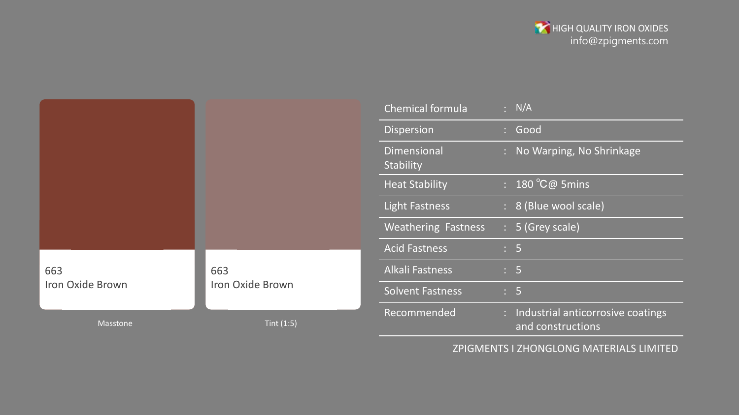HIGH QUALITY IRON OXIDES
info@zpigments.com

663
Iron Oxide Brown

Masstone

663
Iron Oxide Brown

Tint (1:5)

| | |
|---|---|
| Chemical formula | N/A |
| Dispersion | Good |
| Dimensional Stability | No Warping, No Shrinkage |
| Heat Stability | 180 ℃@ 5mins |
| Light Fastness | 8 (Blue wool scale) |
| Weathering Fastness | 5 (Grey scale) |
| Acid Fastness | 5 |
| Alkali Fastness | 5 |
| Solvent Fastness | 5 |
| Recommended | Industrial anticorrosive coatings and constructions |

ZPIGMENTS I ZHONGLONG MATERIALS LIMITED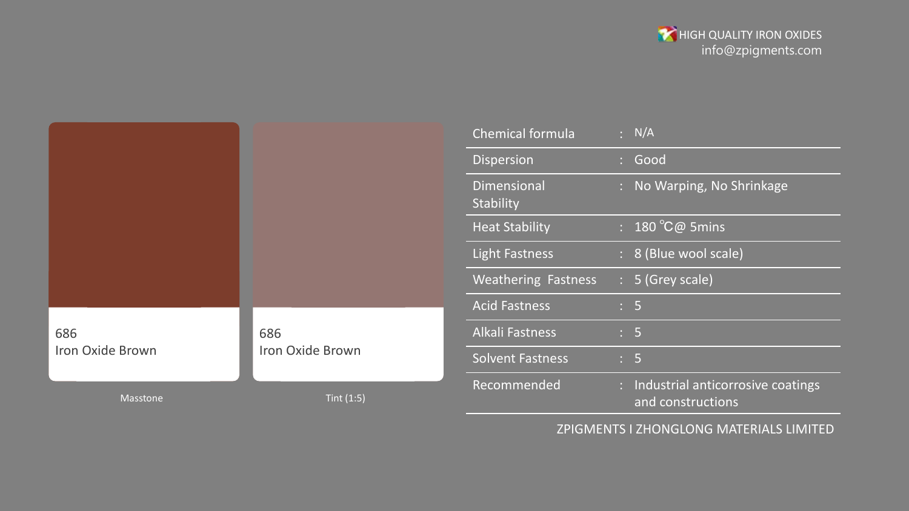686
Iron Oxide Brown

Masstone

686
Iron Oxide Brown

Tint (1:5)

| | | |
|---|---|---|
| Chemical formula | : | N/A |
| Dispersion | : | Good |
| Dimensional Stability | : | No Warping, No Shrinkage |
| Heat Stability | : | 180 ℃@ 5mins |
| Light Fastness | : | 8 (Blue wool scale) |
| Weathering Fastness | : | 5 (Grey scale) |
| Acid Fastness | : | 5 |
| Alkali Fastness | : | 5 |
| Solvent Fastness | : | 5 |
| Recommended | : | Industrial anticorrosive coatings and constructions |

ZPIGMENTS I ZHONGLONG MATERIALS LIMITED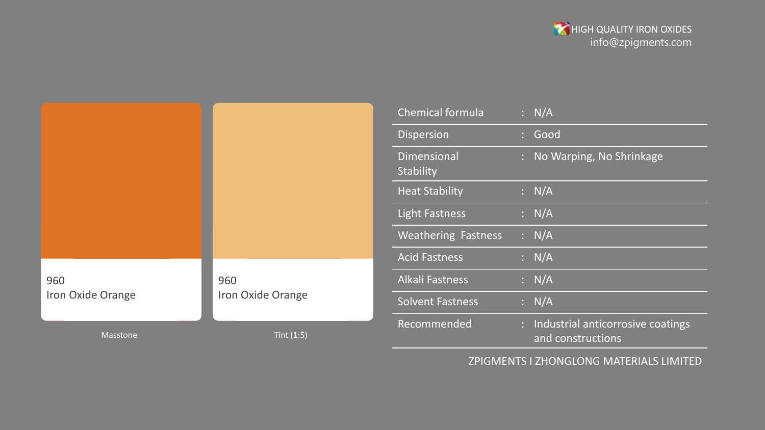HIGH QUALITY IRON OXIDES
info@zpigments.com

960
Iron Oxide Orange

Masstone

960
Iron Oxide Orange

Tint (1:5)

| | |
|---|---|
| Chemical formula | N/A |
| Dispersion | Good |
| Dimensional Stability | No Warping, No Shrinkage |
| Heat Stability | N/A |
| Light Fastness | N/A |
| Weathering Fastness | N/A |
| Acid Fastness | N/A |
| Alkali Fastness | N/A |
| Solvent Fastness | N/A |
| Recommended | Industrial anticorrosive coatings and constructions |

ZPIGMENTS I ZHONGLONG MATERIALS LIMITED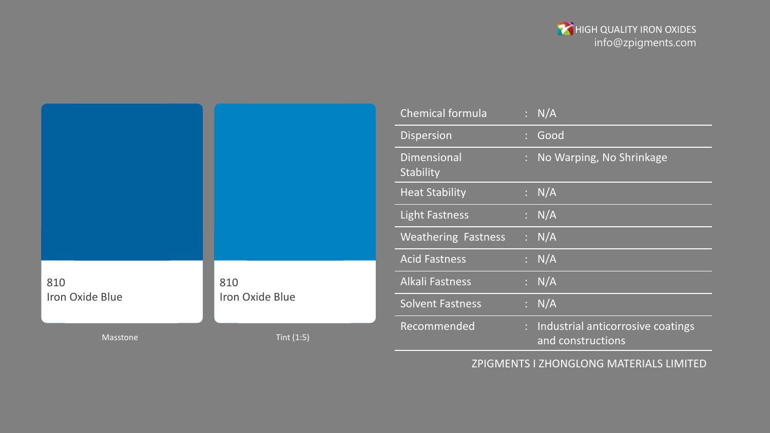HIGH QUALITY IRON OXIDES
info@zpigments.com

810
Iron Oxide Blue

Masstone

810
Iron Oxide Blue

Tint (1:5)

| | | |
|---|---|---|
| Chemical formula | : | N/A |
| Dispersion | : | Good |
| Dimensional Stability | : | No Warping, No Shrinkage |
| Heat Stability | : | N/A |
| Light Fastness | : | N/A |
| Weathering Fastness | : | N/A |
| Acid Fastness | : | N/A |
| Alkali Fastness | : | N/A |
| Solvent Fastness | : | N/A |
| Recommended | : | Industrial anticorrosive coatings and constructions |

ZPIGMENTS I ZHONGLONG MATERIALS LIMITED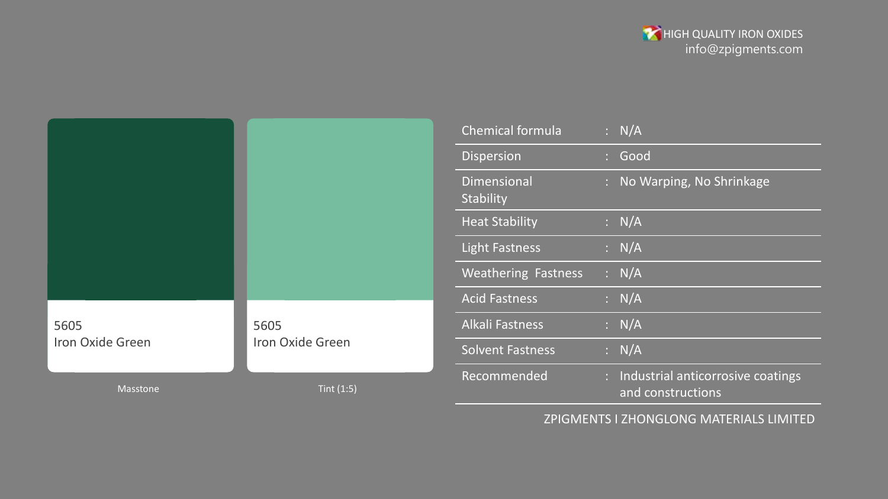5605
Iron Oxide Green

Masstone

5605
Iron Oxide Green

Tint (1:5)

| | | |
|---|---|---|
| Chemical formula | : | N/A |
| Dispersion | : | Good |
| Dimensional Stability | : | No Warping, No Shrinkage |
| Heat Stability | : | N/A |
| Light Fastness | : | N/A |
| Weathering Fastness | : | N/A |
| Acid Fastness | : | N/A |
| Alkali Fastness | : | N/A |
| Solvent Fastness | : | N/A |
| Recommended | : | Industrial anticorrosive coatings and constructions |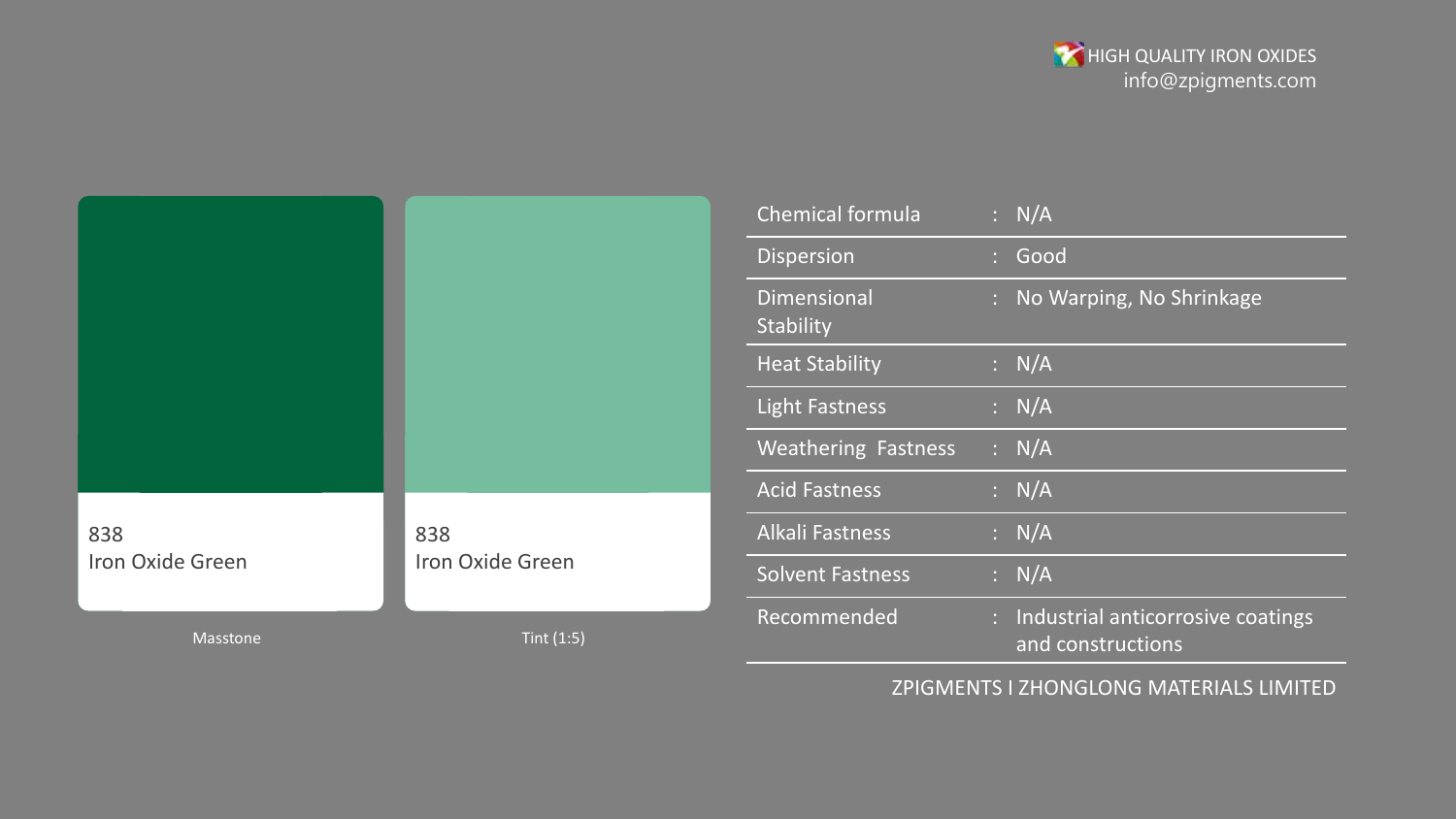838
Iron Oxide Green

Masstone

838
Iron Oxide Green

Tint (1:5)

| | | |
|---|---|---|
| Chemical formula | : | N/A |
| Dispersion | : | Good |
| Dimensional Stability | : | No Warping, No Shrinkage |
| Heat Stability | : | N/A |
| Light Fastness | : | N/A |
| Weathering Fastness | : | N/A |
| Acid Fastness | : | N/A |
| Alkali Fastness | : | N/A |
| Solvent Fastness | : | N/A |
| Recommended | : | Industrial anticorrosive coatings and constructions |

ZPIGMENTS I ZHONGLONG MATERIALS LIMITED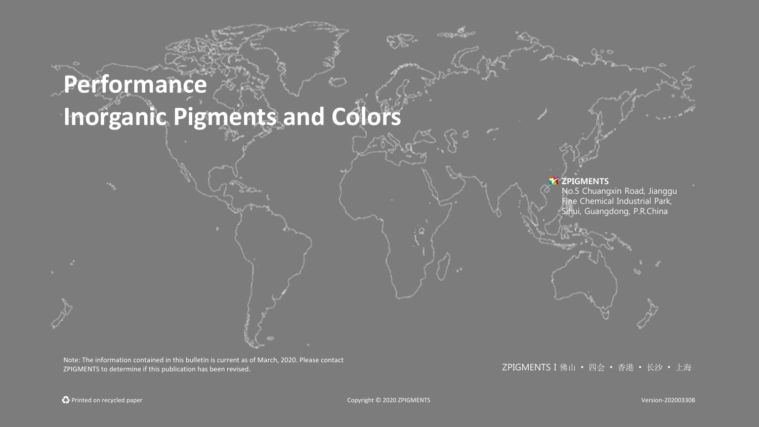# Performance
# Inorganic Pigments and Colors

**ZPIGMENTS**
No.5 Chuangxin Road, Jianggu
Fine Chemical Industrial Park,
Sihui, Guangdong, P.R.China

Note: The information contained in this bulletin is current as of March, 2020. Please contact ZPIGMENTS to determine if this publication has been revised.

ZPIGMENTS I 佛山 • 四会 • 香港 • 长沙 • 上海

Printed on recycled paper

Copyright © 2020 ZPIGMENTS

Version-20200330B